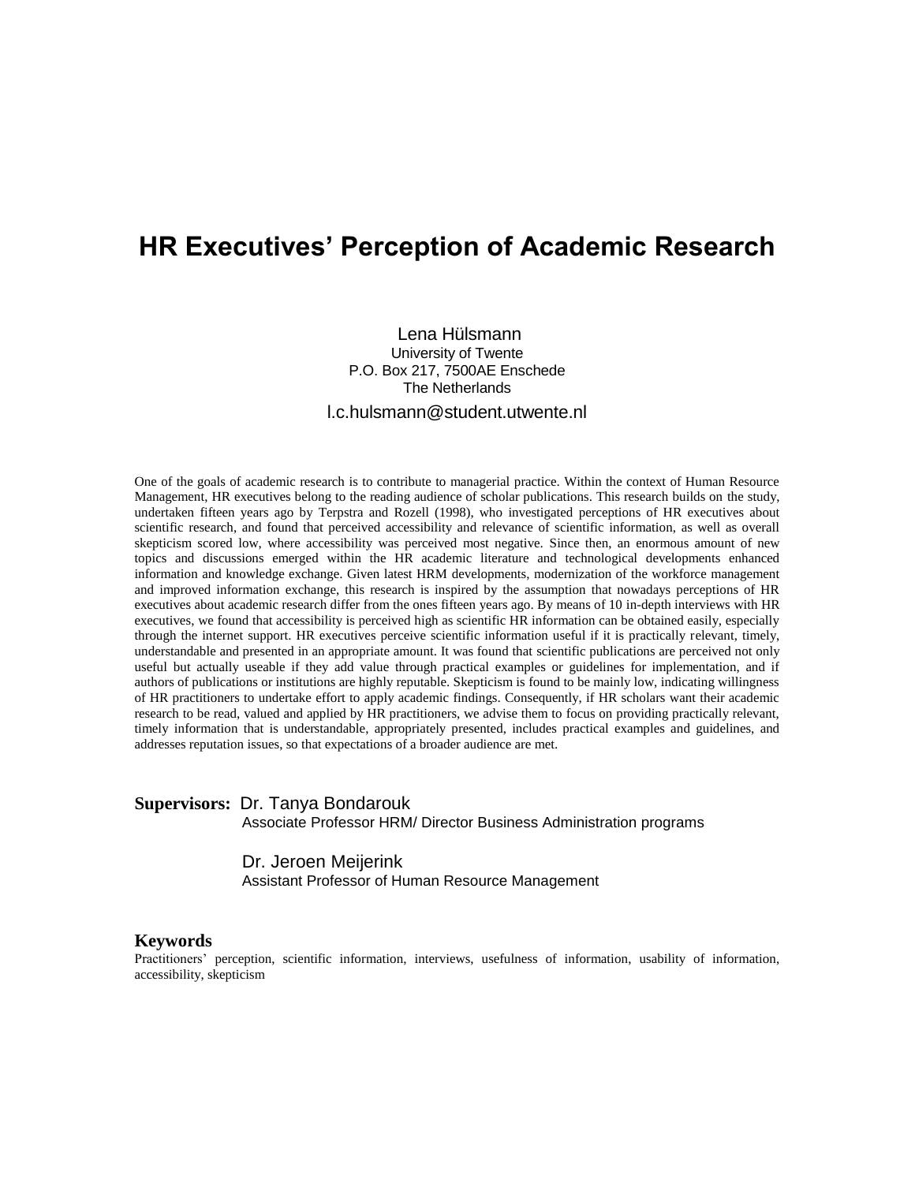# HR Executives' Perception of Academic Research

Lena Hülsmann
University of Twente
P.O. Box 217, 7500AE Enschede
The Netherlands

l.c.hulsmann@student.utwente.nl

One of the goals of academic research is to contribute to managerial practice. Within the context of Human Resource Management, HR executives belong to the reading audience of scholar publications. This research builds on the study, undertaken fifteen years ago by Terpstra and Rozell (1998), who investigated perceptions of HR executives about scientific research, and found that perceived accessibility and relevance of scientific information, as well as overall skepticism scored low, where accessibility was perceived most negative. Since then, an enormous amount of new topics and discussions emerged within the HR academic literature and technological developments enhanced information and knowledge exchange. Given latest HRM developments, modernization of the workforce management and improved information exchange, this research is inspired by the assumption that nowadays perceptions of HR executives about academic research differ from the ones fifteen years ago. By means of 10 in-depth interviews with HR executives, we found that accessibility is perceived high as scientific HR information can be obtained easily, especially through the internet support. HR executives perceive scientific information useful if it is practically relevant, timely, understandable and presented in an appropriate amount. It was found that scientific publications are perceived not only useful but actually useable if they add value through practical examples or guidelines for implementation, and if authors of publications or institutions are highly reputable. Skepticism is found to be mainly low, indicating willingness of HR practitioners to undertake effort to apply academic findings. Consequently, if HR scholars want their academic research to be read, valued and applied by HR practitioners, we advise them to focus on providing practically relevant, timely information that is understandable, appropriately presented, includes practical examples and guidelines, and addresses reputation issues, so that expectations of a broader audience are met.

**Supervisors:** Dr. Tanya Bondarouk
Associate Professor HRM/ Director Business Administration programs

Dr. Jeroen Meijerink
Assistant Professor of Human Resource Management

## Keywords

Practitioners' perception, scientific information, interviews, usefulness of information, usability of information, accessibility, skepticism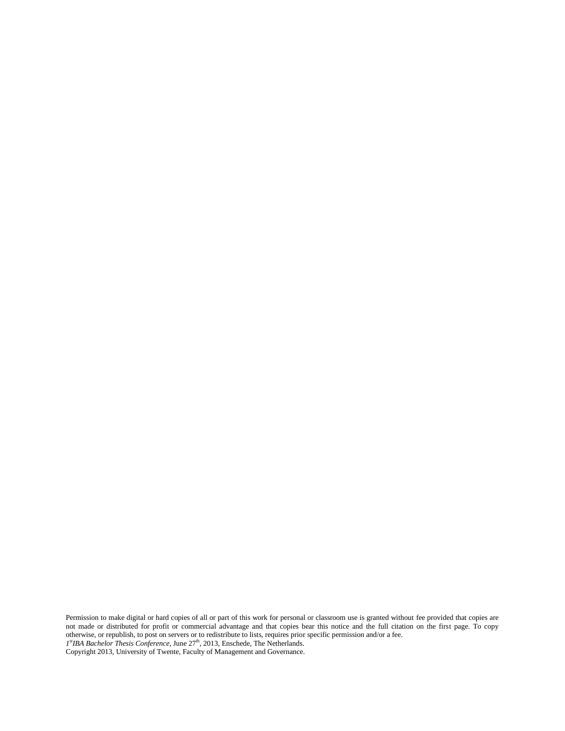Permission to make digital or hard copies of all or part of this work for personal or classroom use is granted without fee provided that copies are not made or distributed for profit or commercial advantage and that copies bear this notice and the full citation on the first page. To copy otherwise, or republish, to post on servers or to redistribute to lists, requires prior specific permission and/or a fee.
*1st IBA Bachelor Thesis Conference*, June 27th, 2013, Enschede, The Netherlands.
Copyright 2013, University of Twente, Faculty of Management and Governance.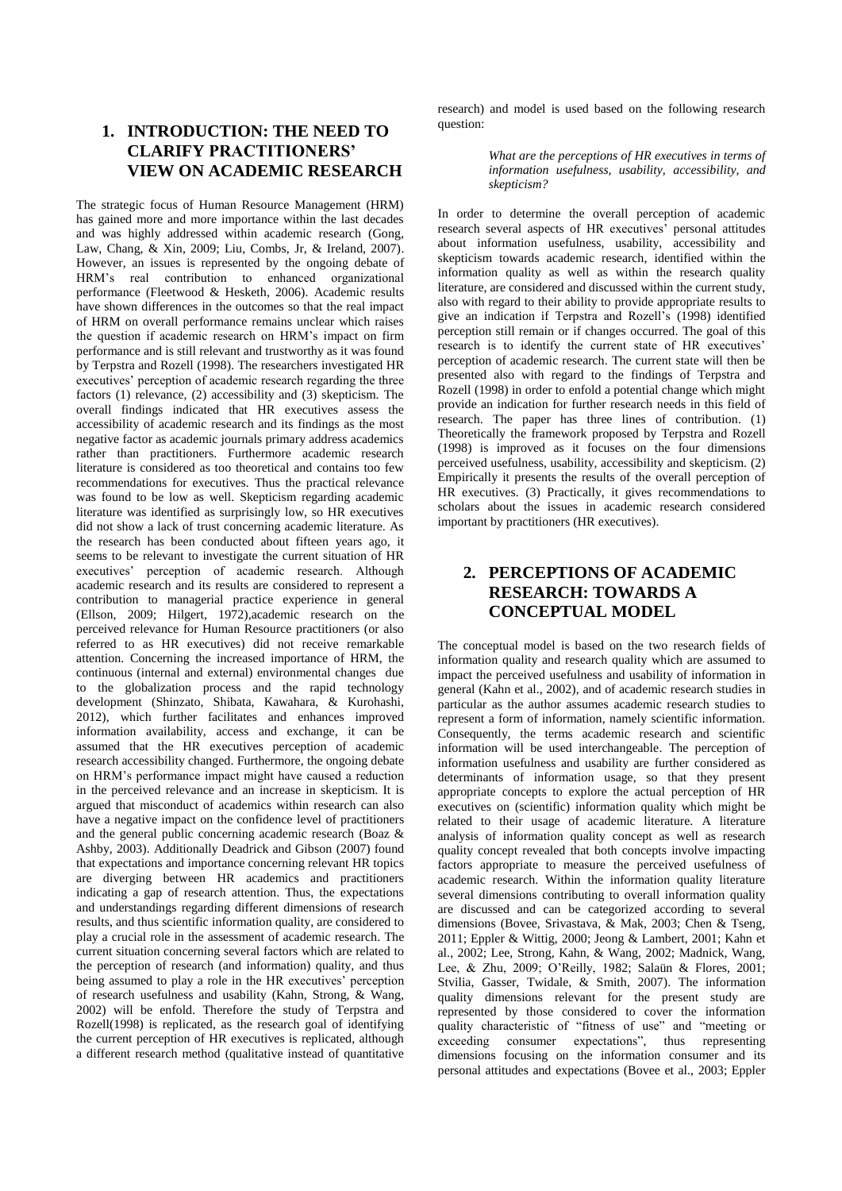## 1. INTRODUCTION: THE NEED TO CLARIFY PRACTITIONERS' VIEW ON ACADEMIC RESEARCH

The strategic focus of Human Resource Management (HRM) has gained more and more importance within the last decades and was highly addressed within academic research (Gong, Law, Chang, & Xin, 2009; Liu, Combs, Jr, & Ireland, 2007). However, an issues is represented by the ongoing debate of HRM's real contribution to enhanced organizational performance (Fleetwood & Hesketh, 2006). Academic results have shown differences in the outcomes so that the real impact of HRM on overall performance remains unclear which raises the question if academic research on HRM's impact on firm performance and is still relevant and trustworthy as it was found by Terpstra and Rozell (1998). The researchers investigated HR executives' perception of academic research regarding the three factors (1) relevance, (2) accessibility and (3) skepticism. The overall findings indicated that HR executives assess the accessibility of academic research and its findings as the most negative factor as academic journals primary address academics rather than practitioners. Furthermore academic research literature is considered as too theoretical and contains too few recommendations for executives. Thus the practical relevance was found to be low as well. Skepticism regarding academic literature was identified as surprisingly low, so HR executives did not show a lack of trust concerning academic literature. As the research has been conducted about fifteen years ago, it seems to be relevant to investigate the current situation of HR executives' perception of academic research. Although academic research and its results are considered to represent a contribution to managerial practice experience in general (Ellson, 2009; Hilgert, 1972),academic research on the perceived relevance for Human Resource practitioners (or also referred to as HR executives) did not receive remarkable attention. Concerning the increased importance of HRM, the continuous (internal and external) environmental changes due to the globalization process and the rapid technology development (Shinzato, Shibata, Kawahara, & Kurohashi, 2012), which further facilitates and enhances improved information availability, access and exchange, it can be assumed that the HR executives perception of academic research accessibility changed. Furthermore, the ongoing debate on HRM's performance impact might have caused a reduction in the perceived relevance and an increase in skepticism. It is argued that misconduct of academics within research can also have a negative impact on the confidence level of practitioners and the general public concerning academic research (Boaz & Ashby, 2003). Additionally Deadrick and Gibson (2007) found that expectations and importance concerning relevant HR topics are diverging between HR academics and practitioners indicating a gap of research attention. Thus, the expectations and understandings regarding different dimensions of research results, and thus scientific information quality, are considered to play a crucial role in the assessment of academic research. The current situation concerning several factors which are related to the perception of research (and information) quality, and thus being assumed to play a role in the HR executives' perception of research usefulness and usability (Kahn, Strong, & Wang, 2002) will be enfold. Therefore the study of Terpstra and Rozell(1998) is replicated, as the research goal of identifying the current perception of HR executives is replicated, although a different research method (qualitative instead of quantitative research) and model is used based on the following research question:

> *What are the perceptions of HR executives in terms of information usefulness, usability, accessibility, and skepticism?*

In order to determine the overall perception of academic research several aspects of HR executives' personal attitudes about information usefulness, usability, accessibility and skepticism towards academic research, identified within the information quality as well as within the research quality literature, are considered and discussed within the current study, also with regard to their ability to provide appropriate results to give an indication if Terpstra and Rozell's (1998) identified perception still remain or if changes occurred. The goal of this research is to identify the current state of HR executives' perception of academic research. The current state will then be presented also with regard to the findings of Terpstra and Rozell (1998) in order to enfold a potential change which might provide an indication for further research needs in this field of research. The paper has three lines of contribution. (1) Theoretically the framework proposed by Terpstra and Rozell (1998) is improved as it focuses on the four dimensions perceived usefulness, usability, accessibility and skepticism. (2) Empirically it presents the results of the overall perception of HR executives. (3) Practically, it gives recommendations to scholars about the issues in academic research considered important by practitioners (HR executives).

## 2. PERCEPTIONS OF ACADEMIC RESEARCH: TOWARDS A CONCEPTUAL MODEL

The conceptual model is based on the two research fields of information quality and research quality which are assumed to impact the perceived usefulness and usability of information in general (Kahn et al., 2002), and of academic research studies in particular as the author assumes academic research studies to represent a form of information, namely scientific information. Consequently, the terms academic research and scientific information will be used interchangeable. The perception of information usefulness and usability are further considered as determinants of information usage, so that they present appropriate concepts to explore the actual perception of HR executives on (scientific) information quality which might be related to their usage of academic literature. A literature analysis of information quality concept as well as research quality concept revealed that both concepts involve impacting factors appropriate to measure the perceived usefulness of academic research. Within the information quality literature several dimensions contributing to overall information quality are discussed and can be categorized according to several dimensions (Bovee, Srivastava, & Mak, 2003; Chen & Tseng, 2011; Eppler & Wittig, 2000; Jeong & Lambert, 2001; Kahn et al., 2002; Lee, Strong, Kahn, & Wang, 2002; Madnick, Wang, Lee, & Zhu, 2009; O'Reilly, 1982; Salaün & Flores, 2001; Stvilia, Gasser, Twidale, & Smith, 2007). The information quality dimensions relevant for the present study are represented by those considered to cover the information quality characteristic of "fitness of use" and "meeting or exceeding consumer expectations", thus representing dimensions focusing on the information consumer and its personal attitudes and expectations (Bovee et al., 2003; Eppler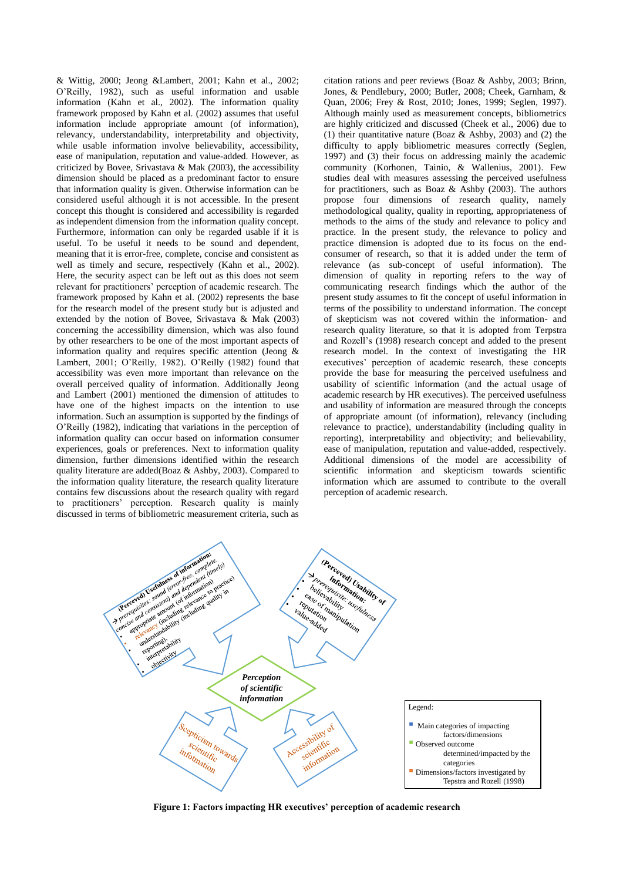& Wittig, 2000; Jeong &Lambert, 2001; Kahn et al., 2002; O'Reilly, 1982), such as useful information and usable information (Kahn et al., 2002). The information quality framework proposed by Kahn et al. (2002) assumes that useful information include appropriate amount (of information), relevancy, understandability, interpretability and objectivity, while usable information involve believability, accessibility, ease of manipulation, reputation and value-added. However, as criticized by Bovee, Srivastava & Mak (2003), the accessibility dimension should be placed as a predominant factor to ensure that information quality is given. Otherwise information can be considered useful although it is not accessible. In the present concept this thought is considered and accessibility is regarded as independent dimension from the information quality concept. Furthermore, information can only be regarded usable if it is useful. To be useful it needs to be sound and dependent, meaning that it is error-free, complete, concise and consistent as well as timely and secure, respectively (Kahn et al., 2002). Here, the security aspect can be left out as this does not seem relevant for practitioners' perception of academic research. The framework proposed by Kahn et al. (2002) represents the base for the research model of the present study but is adjusted and extended by the notion of Bovee, Srivastava & Mak (2003) concerning the accessibility dimension, which was also found by other researchers to be one of the most important aspects of information quality and requires specific attention (Jeong & Lambert, 2001; O'Reilly, 1982). O'Reilly (1982) found that accessibility was even more important than relevance on the overall perceived quality of information. Additionally Jeong and Lambert (2001) mentioned the dimension of attitudes to have one of the highest impacts on the intention to use information. Such an assumption is supported by the findings of O'Reilly (1982), indicating that variations in the perception of information quality can occur based on information consumer experiences, goals or preferences. Next to information quality dimension, further dimensions identified within the research quality literature are added(Boaz & Ashby, 2003). Compared to the information quality literature, the research quality literature contains few discussions about the research quality with regard to practitioners' perception. Research quality is mainly discussed in terms of bibliometric measurement criteria, such as citation rations and peer reviews (Boaz & Ashby, 2003; Brinn, Jones, & Pendlebury, 2000; Butler, 2008; Cheek, Garnham, & Quan, 2006; Frey & Rost, 2010; Jones, 1999; Seglen, 1997). Although mainly used as measurement concepts, bibliometrics are highly criticized and discussed (Cheek et al., 2006) due to (1) their quantitative nature (Boaz & Ashby, 2003) and (2) the difficulty to apply bibliometric measures correctly (Seglen, 1997) and (3) their focus on addressing mainly the academic community (Korhonen, Tainio, & Wallenius, 2001). Few studies deal with measures assessing the perceived usefulness for practitioners, such as Boaz & Ashby (2003). The authors propose four dimensions of research quality, namely methodological quality, quality in reporting, appropriateness of methods to the aims of the study and relevance to policy and practice. In the present study, the relevance to policy and practice dimension is adopted due to its focus on the end-consumer of research, so that it is added under the term of relevance (as sub-concept of useful information). The dimension of quality in reporting refers to the way of communicating research findings which the author of the present study assumes to fit the concept of useful information in terms of the possibility to understand information. The concept of skepticism was not covered within the information- and research quality literature, so that it is adopted from Terpstra and Rozell's (1998) research concept and added to the present research model. In the context of investigating the HR executives' perception of academic research, these concepts provide the base for measuring the perceived usefulness and usability of scientific information (and the actual usage of academic research by HR executives). The perceived usefulness and usability of information are measured through the concepts of appropriate amount (of information), relevancy (including relevance to practice), understandability (including quality in reporting), interpretability and objectivity; and believability, ease of manipulation, reputation and value-added, respectively. Additional dimensions of the model are accessibility of scientific information and skepticism towards scientific information which are assumed to contribute to the overall perception of academic research.

**Figure 1: Factors impacting HR executives' perception of academic research**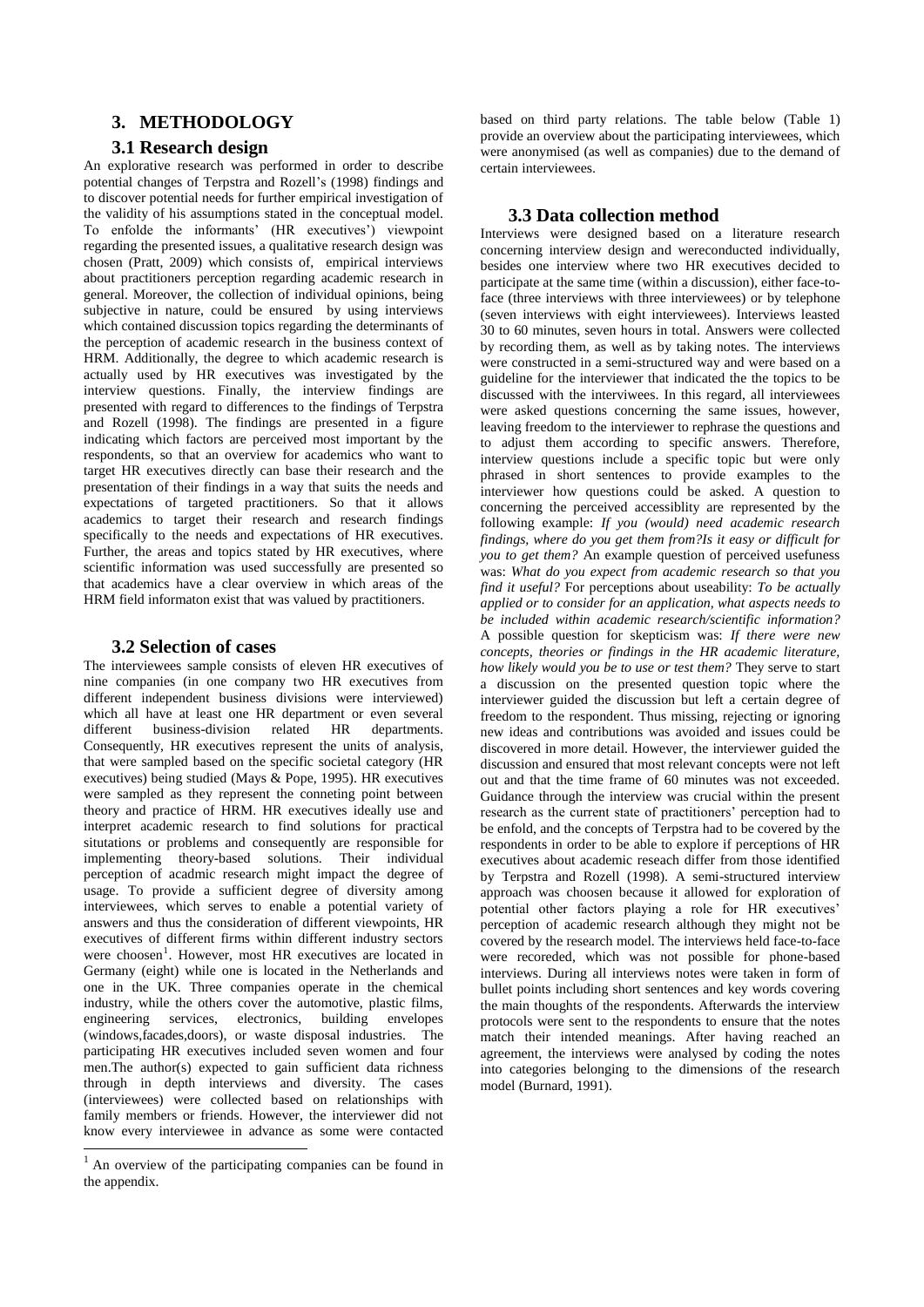## 3. METHODOLOGY

### 3.1 Research design

An explorative research was performed in order to describe potential changes of Terpstra and Rozell's (1998) findings and to discover potential needs for further empirical investigation of the validity of his assumptions stated in the conceptual model. To enfolde the informants' (HR executives') viewpoint regarding the presented issues, a qualitative research design was chosen (Pratt, 2009) which consists of, empirical interviews about practitioners perception regarding academic research in general. Moreover, the collection of individual opinions, being subjective in nature, could be ensured by using interviews which contained discussion topics regarding the determinants of the perception of academic research in the business context of HRM. Additionally, the degree to which academic research is actually used by HR executives was investigated by the interview questions. Finally, the interview findings are presented with regard to differences to the findings of Terpstra and Rozell (1998). The findings are presented in a figure indicating which factors are perceived most important by the respondents, so that an overview for academics who want to target HR executives directly can base their research and the presentation of their findings in a way that suits the needs and expectations of targeted practitioners. So that it allows academics to target their research and research findings specifically to the needs and expectations of HR executives. Further, the areas and topics stated by HR executives, where scientific information was used successfully are presented so that academics have a clear overview in which areas of the HRM field informaton exist that was valued by practitioners.

### 3.2 Selection of cases

The interviewees sample consists of eleven HR executives of nine companies (in one company two HR executives from different independent business divisions were interviewed) which all have at least one HR department or even several different business-division related HR departments. Consequently, HR executives represent the units of analysis, that were sampled based on the specific societal category (HR executives) being studied (Mays & Pope, 1995). HR executives were sampled as they represent the conneting point between theory and practice of HRM. HR executives ideally use and interpret academic research to find solutions for practical situtations or problems and consequently are responsible for implementing theory-based solutions. Their individual perception of acadmic research might impact the degree of usage. To provide a sufficient degree of diversity among interviewees, which serves to enable a potential variety of answers and thus the consideration of different viewpoints, HR executives of different firms within different industry sectors were choosen[1]. However, most HR executives are located in Germany (eight) while one is located in the Netherlands and one in the UK. Three companies operate in the chemical industry, while the others cover the automotive, plastic films, engineering services, electronics, building envelopes (windows,facades,doors), or waste disposal industries. The participating HR executives included seven women and four men.The author(s) expected to gain sufficient data richness through in depth interviews and diversity. The cases (interviewees) were collected based on relationships with family members or friends. However, the interviewer did not know every interviewee in advance as some were contacted based on third party relations. The table below (Table 1) provide an overview about the participating interviewees, which were anonymised (as well as companies) due to the demand of certain interviewees.

### 3.3 Data collection method

Interviews were designed based on a literature research concerning interview design and wereconducted individually, besides one interview where two HR executives decided to participate at the same time (within a discussion), either face-to-face (three interviews with three interviewees) or by telephone (seven interviews with eight interviewees). Interviews leasted 30 to 60 minutes, seven hours in total. Answers were collected by recording them, as well as by taking notes. The interviews were constructed in a semi-structured way and were based on a guideline for the interviewer that indicated the the topics to be discussed with the interviwees. In this regard, all interviewees were asked questions concerning the same issues, however, leaving freedom to the interviewer to rephrase the questions and to adjust them according to specific answers. Therefore, interview questions include a specific topic but were only phrased in short sentences to provide examples to the interviewer how questions could be asked. A question to concerning the perceived accessiblity are represented by the following example: *If you (would) need academic research findings, where do you get them from?Is it easy or difficult for you to get them?* An example question of perceived usefuness was: *What do you expect from academic research so that you find it useful?* For perceptions about useability: *To be actually applied or to consider for an application, what aspects needs to be included within academic research/scientific information?* A possible question for skepticism was: *If there were new concepts, theories or findings in the HR academic literature, how likely would you be to use or test them?* They serve to start a discussion on the presented question topic where the interviewer guided the discussion but left a certain degree of freedom to the respondent. Thus missing, rejecting or ignoring new ideas and contributions was avoided and issues could be discovered in more detail. However, the interviewer guided the discussion and ensured that most relevant concepts were not left out and that the time frame of 60 minutes was not exceeded. Guidance through the interview was crucial within the present research as the current state of practitioners' perception had to be enfold, and the concepts of Terpstra had to be covered by the respondents in order to be able to explore if perceptions of HR executives about academic reseach differ from those identified by Terpstra and Rozell (1998). A semi-structured interview approach was choosen because it allowed for exploration of potential other factors playing a role for HR executives' perception of academic research although they might not be covered by the research model. The interviews held face-to-face were recoreded, which was not possible for phone-based interviews. During all interviews notes were taken in form of bullet points including short sentences and key words covering the main thoughts of the respondents. Afterwards the interview protocols were sent to the respondents to ensure that the notes match their intended meanings. After having reached an agreement, the interviews were analysed by coding the notes into categories belonging to the dimensions of the research model (Burnard, 1991).

[1] An overview of the participating companies can be found in the appendix.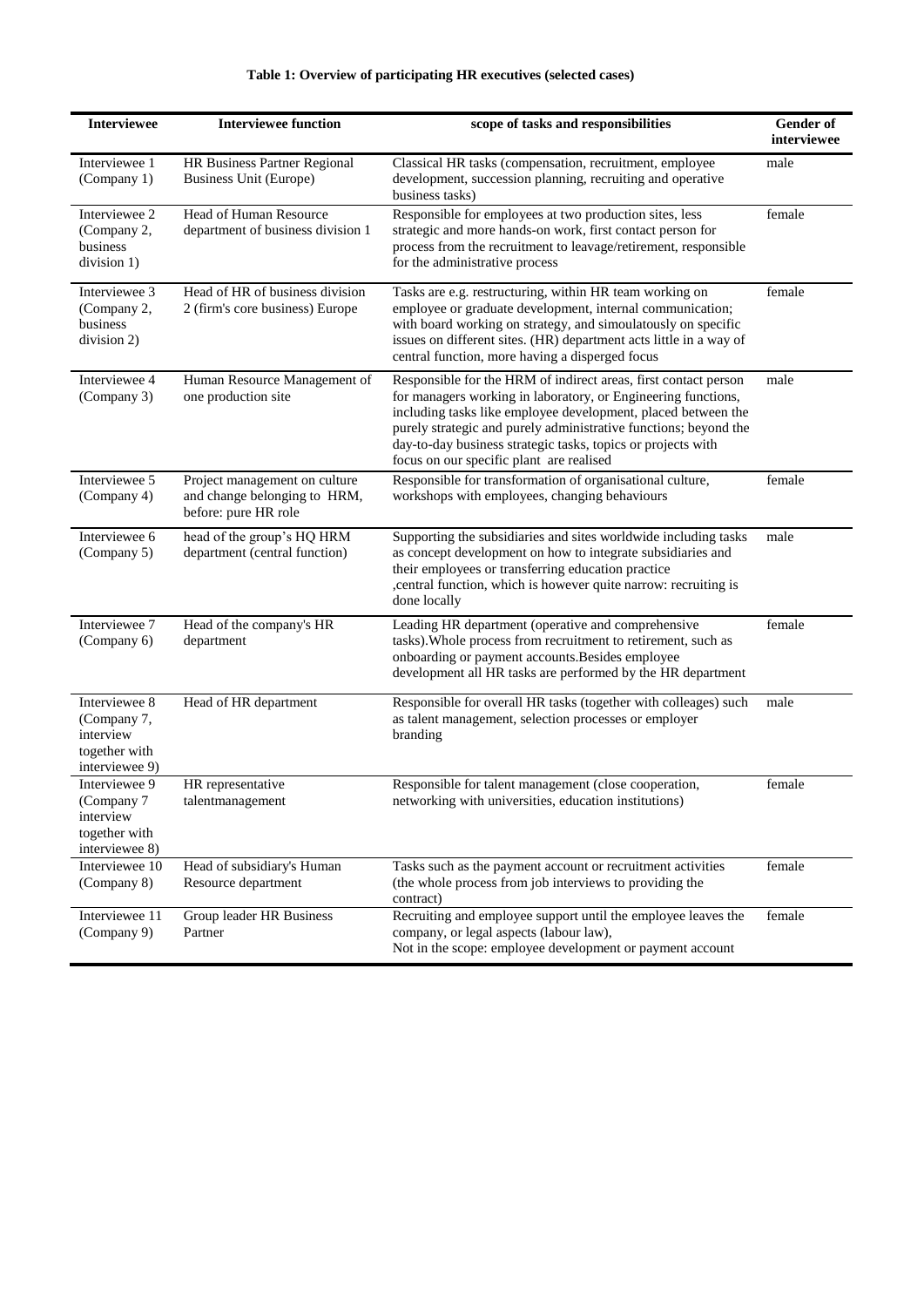**Table 1: Overview of participating HR executives (selected cases)**

| Interviewee | Interviewee function | scope of tasks and responsibilities | Gender of interviewee |
|---|---|---|---|
| Interviewee 1 (Company 1) | HR Business Partner Regional Business Unit (Europe) | Classical HR tasks (compensation, recruitment, employee development, succession planning, recruiting and operative business tasks) | male |
| Interviewee 2 (Company 2, business division 1) | Head of Human Resource department of business division 1 | Responsible for employees at two production sites, less strategic and more hands-on work, first contact person for process from the recruitment to leavage/retirement, responsible for the administrative process | female |
| Interviewee 3 (Company 2, business division 2) | Head of HR of business division 2 (firm's core business) Europe | Tasks are e.g. restructuring, within HR team working on employee or graduate development, internal communication; with board working on strategy, and simoulatously on specific issues on different sites. (HR) department acts little in a way of central function, more having a disperged focus | female |
| Interviewee 4 (Company 3) | Human Resource Management of one production site | Responsible for the HRM of indirect areas, first contact person for managers working in laboratory, or Engineering functions, including tasks like employee development, placed between the purely strategic and purely administrative functions; beyond the day-to-day business strategic tasks, topics or projects with focus on our specific plant are realised | male |
| Interviewee 5 (Company 4) | Project management on culture and change belonging to HRM, before: pure HR role | Responsible for transformation of organisational culture, workshops with employees, changing behaviours | female |
| Interviewee 6 (Company 5) | head of the group's HQ HRM department (central function) | Supporting the subsidiaries and sites worldwide including tasks as concept development on how to integrate subsidiaries and their employees or transferring education practice ,central function, which is however quite narrow: recruiting is done locally | male |
| Interviewee 7 (Company 6) | Head of the company's HR department | Leading HR department (operative and comprehensive tasks).Whole process from recruitment to retirement, such as onboarding or payment accounts.Besides employee development all HR tasks are performed by the HR department | female |
| Interviewee 8 (Company 7, interview together with interviewee 9) | Head of HR department | Responsible for overall HR tasks (together with colleages) such as talent management, selection processes or employer branding | male |
| Interviewee 9 (Company 7 interview together with interviewee 8) | HR representative talentmanagement | Responsible for talent management (close cooperation, networking with universities, education institutions) | female |
| Interviewee 10 (Company 8) | Head of subsidiary's Human Resource department | Tasks such as the payment account or recruitment activities (the whole process from job interviews to providing the contract) | female |
| Interviewee 11 (Company 9) | Group leader HR Business Partner | Recruiting and employee support until the employee leaves the company, or legal aspects (labour law), Not in the scope: employee development or payment account | female |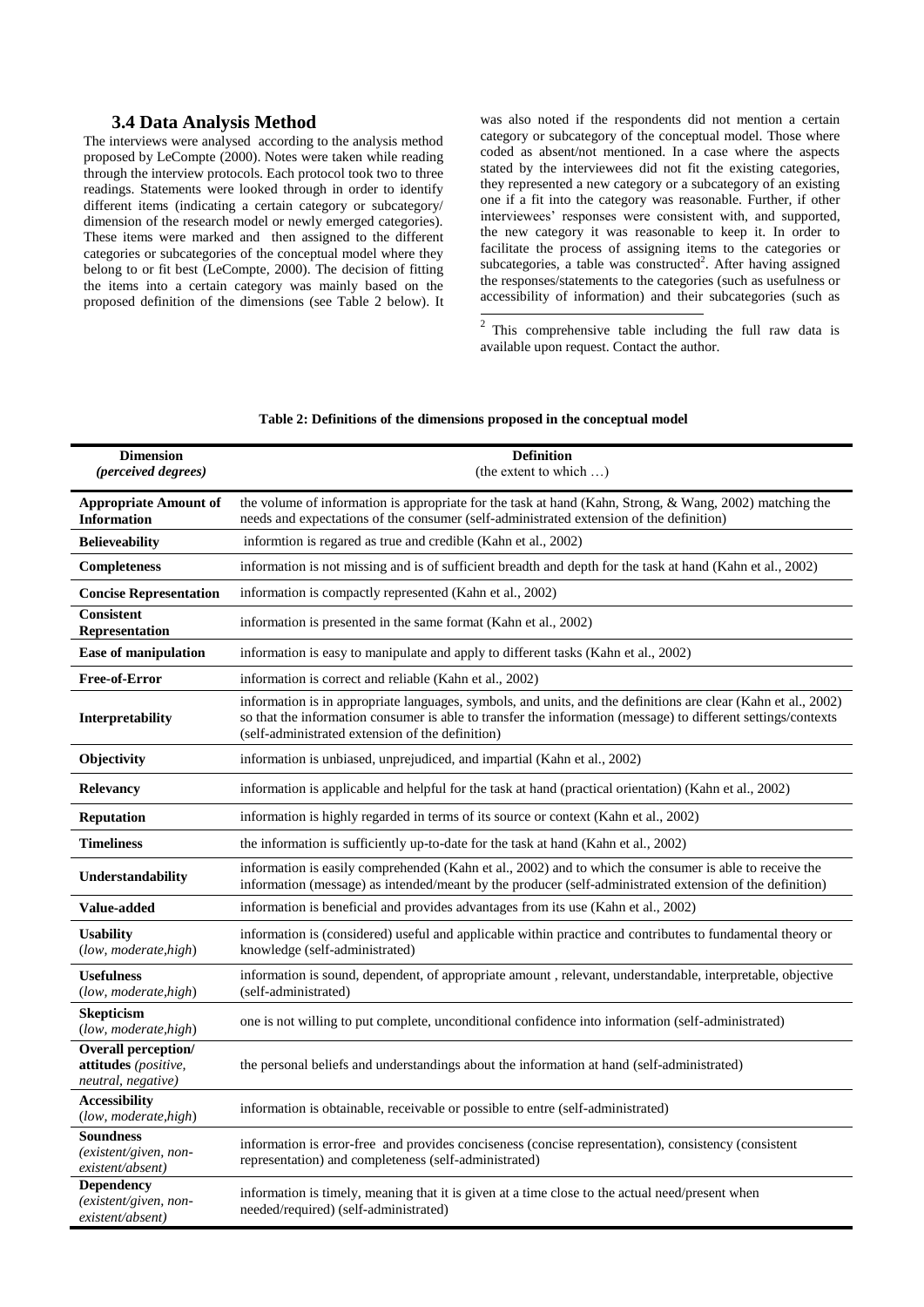### 3.4 Data Analysis Method

The interviews were analysed according to the analysis method proposed by LeCompte (2000). Notes were taken while reading through the interview protocols. Each protocol took two to three readings. Statements were looked through in order to identify different items (indicating a certain category or subcategory/ dimension of the research model or newly emerged categories). These items were marked and then assigned to the different categories or subcategories of the conceptual model where they belong to or fit best (LeCompte, 2000). The decision of fitting the items into a certain category was mainly based on the proposed definition of the dimensions (see Table 2 below). It was also noted if the respondents did not mention a certain category or subcategory of the conceptual model. Those where coded as absent/not mentioned. In a case where the aspects stated by the interviewees did not fit the existing categories, they represented a new category or a subcategory of an existing one if a fit into the category was reasonable. Further, if other interviewees' responses were consistent with, and supported, the new category it was reasonable to keep it. In order to facilitate the process of assigning items to the categories or subcategories, a table was constructed[2]. After having assigned the responses/statements to the categories (such as usefulness or accessibility of information) and their subcategories (such as

[2] This comprehensive table including the full raw data is available upon request. Contact the author.

**Table 2: Definitions of the dimensions proposed in the conceptual model**

| **Dimension** *(perceived degrees)* | **Definition** (the extent to which …) |
|---|---|
| **Appropriate Amount of Information** | the volume of information is appropriate for the task at hand (Kahn, Strong, & Wang, 2002) matching the needs and expectations of the consumer (self-administrated extension of the definition) |
| **Believeability** | informtion is regared as true and credible (Kahn et al., 2002) |
| **Completeness** | information is not missing and is of sufficient breadth and depth for the task at hand (Kahn et al., 2002) |
| **Concise Representation** | information is compactly represented (Kahn et al., 2002) |
| **Consistent Representation** | information is presented in the same format (Kahn et al., 2002) |
| **Ease of manipulation** | information is easy to manipulate and apply to different tasks (Kahn et al., 2002) |
| **Free-of-Error** | information is correct and reliable (Kahn et al., 2002) |
| **Interpretability** | information is in appropriate languages, symbols, and units, and the definitions are clear (Kahn et al., 2002) so that the information consumer is able to transfer the information (message) to different settings/contexts (self-administrated extension of the definition) |
| **Objectivity** | information is unbiased, unprejudiced, and impartial (Kahn et al., 2002) |
| **Relevancy** | information is applicable and helpful for the task at hand (practical orientation) (Kahn et al., 2002) |
| **Reputation** | information is highly regarded in terms of its source or context (Kahn et al., 2002) |
| **Timeliness** | the information is sufficiently up-to-date for the task at hand (Kahn et al., 2002) |
| **Understandability** | information is easily comprehended (Kahn et al., 2002) and to which the consumer is able to receive the information (message) as intended/meant by the producer (self-administrated extension of the definition) |
| **Value-added** | information is beneficial and provides advantages from its use (Kahn et al., 2002) |
| **Usability** (*low, moderate,high*) | information is (considered) useful and applicable within practice and contributes to fundamental theory or knowledge (self-administrated) |
| **Usefulness** (*low, moderate,high*) | information is sound, dependent, of appropriate amount , relevant, understandable, interpretable, objective (self-administrated) |
| **Skepticism** (*low, moderate,high*) | one is not willing to put complete, unconditional confidence into information (self-administrated) |
| **Overall perception/ attitudes** *(positive, neutral, negative)* | the personal beliefs and understandings about the information at hand (self-administrated) |
| **Accessibility** (*low, moderate,high*) | information is obtainable, receivable or possible to entre (self-administrated) |
| **Soundness** *(existent/given, non-existent/absent)* | information is error-free and provides conciseness (concise representation), consistency (consistent representation) and completeness (self-administrated) |
| **Dependency** *(existent/given, non-existent/absent)* | information is timely, meaning that it is given at a time close to the actual need/present when needed/required) (self-administrated) |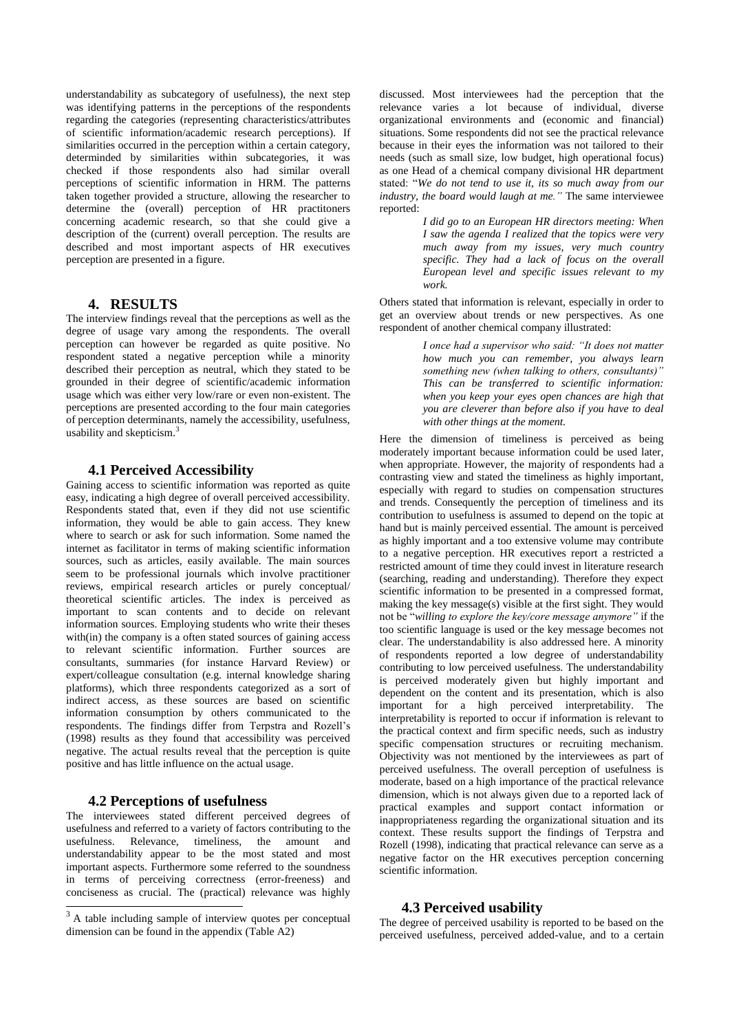understandability as subcategory of usefulness), the next step was identifying patterns in the perceptions of the respondents regarding the categories (representing characteristics/attributes of scientific information/academic research perceptions). If similarities occurred in the perception within a certain category, determinded by similarities within subcategories, it was checked if those respondents also had similar overall perceptions of scientific information in HRM. The patterns taken together provided a structure, allowing the researcher to determine the (overall) perception of HR practitoners concerning academic research, so that she could give a description of the (current) overall perception. The results are described and most important aspects of HR executives perception are presented in a figure.

## 4. RESULTS

The interview findings reveal that the perceptions as well as the degree of usage vary among the respondents. The overall perception can however be regarded as quite positive. No respondent stated a negative perception while a minority described their perception as neutral, which they stated to be grounded in their degree of scientific/academic information usage which was either very low/rare or even non-existent. The perceptions are presented according to the four main categories of perception determinants, namely the accessibility, usefulness, usability and skepticism.[3]

### 4.1 Perceived Accessibility

Gaining access to scientific information was reported as quite easy, indicating a high degree of overall perceived accessibility. Respondents stated that, even if they did not use scientific information, they would be able to gain access. They knew where to search or ask for such information. Some named the internet as facilitator in terms of making scientific information sources, such as articles, easily available. The main sources seem to be professional journals which involve practitioner reviews, empirical research articles or purely conceptual/ theoretical scientific articles. The index is perceived as important to scan contents and to decide on relevant information sources. Employing students who write their theses with(in) the company is a often stated sources of gaining access to relevant scientific information. Further sources are consultants, summaries (for instance Harvard Review) or expert/colleague consultation (e.g. internal knowledge sharing platforms), which three respondents categorized as a sort of indirect access, as these sources are based on scientific information consumption by others communicated to the respondents. The findings differ from Terpstra and Rozell's (1998) results as they found that accessibility was perceived negative. The actual results reveal that the perception is quite positive and has little influence on the actual usage.

### 4.2 Perceptions of usefulness

The interviewees stated different perceived degrees of usefulness and referred to a variety of factors contributing to the usefulness. Relevance, timeliness, the amount and understandability appear to be the most stated and most important aspects. Furthermore some referred to the soundness in terms of perceiving correctness (error-freeness) and conciseness as crucial. The (practical) relevance was highly discussed. Most interviewees had the perception that the relevance varies a lot because of individual, diverse organizational environments and (economic and financial) situations. Some respondents did not see the practical relevance because in their eyes the information was not tailored to their needs (such as small size, low budget, high operational focus) as one Head of a chemical company divisional HR department stated: "*We do not tend to use it, its so much away from our industry, the board would laugh at me.*" The same interviewee reported:

> *I did go to an European HR directors meeting: When I saw the agenda I realized that the topics were very much away from my issues, very much country specific. They had a lack of focus on the overall European level and specific issues relevant to my work.*

Others stated that information is relevant, especially in order to get an overview about trends or new perspectives. As one respondent of another chemical company illustrated:

> *I once had a supervisor who said: "It does not matter how much you can remember, you always learn something new (when talking to others, consultants)" This can be transferred to scientific information: when you keep your eyes open chances are high that you are cleverer than before also if you have to deal with other things at the moment.*

Here the dimension of timeliness is perceived as being moderately important because information could be used later, when appropriate. However, the majority of respondents had a contrasting view and stated the timeliness as highly important, especially with regard to studies on compensation structures and trends. Consequently the perception of timeliness and its contribution to usefulness is assumed to depend on the topic at hand but is mainly perceived essential. The amount is perceived as highly important and a too extensive volume may contribute to a negative perception. HR executives report a restricted a restricted amount of time they could invest in literature research (searching, reading and understanding). Therefore they expect scientific information to be presented in a compressed format, making the key message(s) visible at the first sight. They would not be "*willing to explore the key/core message anymore"* if the too scientific language is used or the key message becomes not clear. The understandability is also addressed here. A minority of respondents reported a low degree of understandability contributing to low perceived usefulness. The understandability is perceived moderately given but highly important and dependent on the content and its presentation, which is also important for a high perceived interpretability. The interpretability is reported to occur if information is relevant to the practical context and firm specific needs, such as industry specific compensation structures or recruiting mechanism. Objectivity was not mentioned by the interviewees as part of perceived usefulness. The overall perception of usefulness is moderate, based on a high importance of the practical relevance dimension, which is not always given due to a reported lack of practical examples and support contact information or inappropriateness regarding the organizational situation and its context. These results support the findings of Terpstra and Rozell (1998), indicating that practical relevance can serve as a negative factor on the HR executives perception concerning scientific information.

### 4.3 Perceived usability

The degree of perceived usability is reported to be based on the perceived usefulness, perceived added-value, and to a certain

---

[3] A table including sample of interview quotes per conceptual dimension can be found in the appendix (Table A2)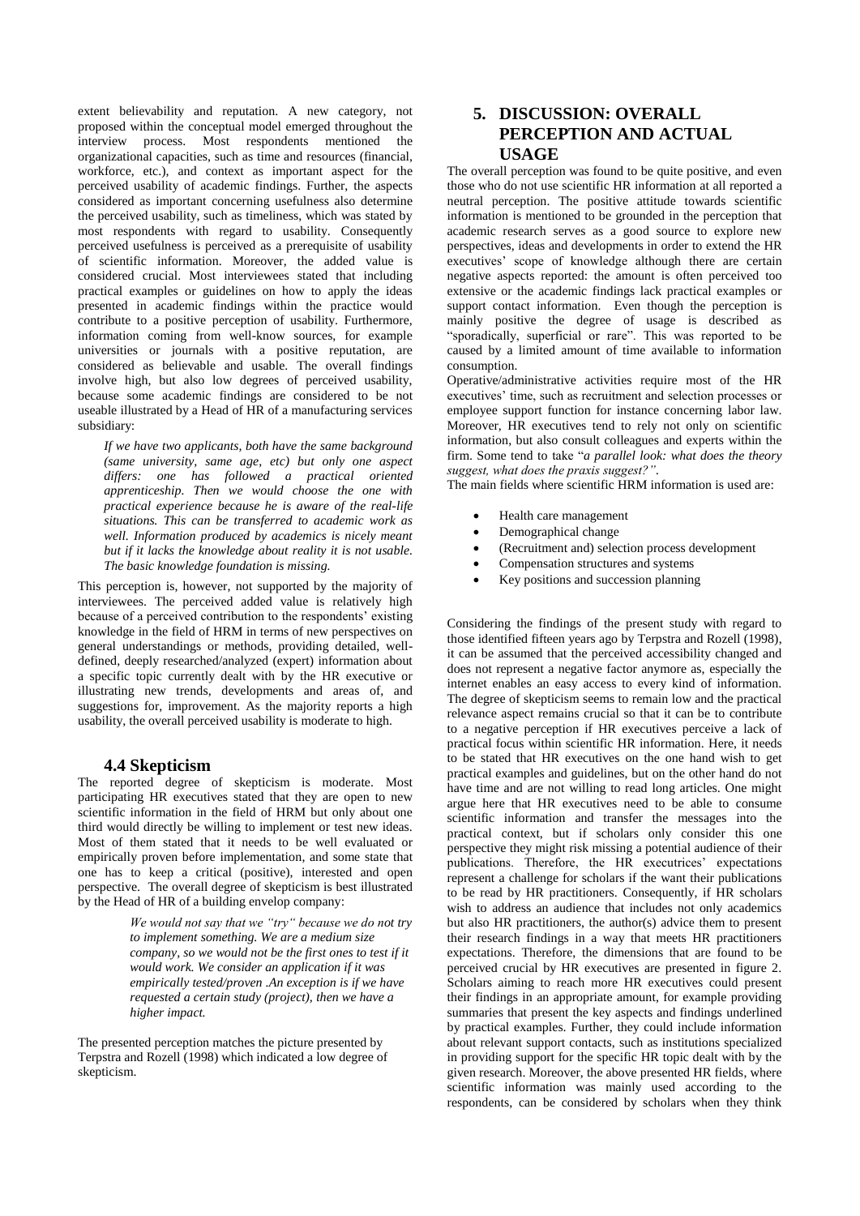extent believability and reputation. A new category, not proposed within the conceptual model emerged throughout the interview process. Most respondents mentioned the organizational capacities, such as time and resources (financial, workforce, etc.), and context as important aspect for the perceived usability of academic findings. Further, the aspects considered as important concerning usefulness also determine the perceived usability, such as timeliness, which was stated by most respondents with regard to usability. Consequently perceived usefulness is perceived as a prerequisite of usability of scientific information. Moreover, the added value is considered crucial. Most interviewees stated that including practical examples or guidelines on how to apply the ideas presented in academic findings within the practice would contribute to a positive perception of usability. Furthermore, information coming from well-know sources, for example universities or journals with a positive reputation, are considered as believable and usable. The overall findings involve high, but also low degrees of perceived usability, because some academic findings are considered to be not useable illustrated by a Head of HR of a manufacturing services subsidiary:

> *If we have two applicants, both have the same background (same university, same age, etc) but only one aspect differs: one has followed a practical oriented apprenticeship. Then we would choose the one with practical experience because he is aware of the real-life situations. This can be transferred to academic work as well. Information produced by academics is nicely meant but if it lacks the knowledge about reality it is not usable. The basic knowledge foundation is missing.*

This perception is, however, not supported by the majority of interviewees. The perceived added value is relatively high because of a perceived contribution to the respondents' existing knowledge in the field of HRM in terms of new perspectives on general understandings or methods, providing detailed, well-defined, deeply researched/analyzed (expert) information about a specific topic currently dealt with by the HR executive or illustrating new trends, developments and areas of, and suggestions for, improvement. As the majority reports a high usability, the overall perceived usability is moderate to high.

### 4.4 Skepticism

The reported degree of skepticism is moderate. Most participating HR executives stated that they are open to new scientific information in the field of HRM but only about one third would directly be willing to implement or test new ideas. Most of them stated that it needs to be well evaluated or empirically proven before implementation, and some state that one has to keep a critical (positive), interested and open perspective. The overall degree of skepticism is best illustrated by the Head of HR of a building envelop company:

> *We would not say that we "try" because we do not try to implement something. We are a medium size company, so we would not be the first ones to test if it would work. We consider an application if it was empirically tested/proven .An exception is if we have requested a certain study (project), then we have a higher impact.*

The presented perception matches the picture presented by Terpstra and Rozell (1998) which indicated a low degree of skepticism.

## 5. DISCUSSION: OVERALL PERCEPTION AND ACTUAL USAGE

The overall perception was found to be quite positive, and even those who do not use scientific HR information at all reported a neutral perception. The positive attitude towards scientific information is mentioned to be grounded in the perception that academic research serves as a good source to explore new perspectives, ideas and developments in order to extend the HR executives' scope of knowledge although there are certain negative aspects reported: the amount is often perceived too extensive or the academic findings lack practical examples or support contact information. Even though the perception is mainly positive the degree of usage is described as "sporadically, superficial or rare". This was reported to be caused by a limited amount of time available to information consumption.

Operative/administrative activities require most of the HR executives' time, such as recruitment and selection processes or employee support function for instance concerning labor law. Moreover, HR executives tend to rely not only on scientific information, but also consult colleagues and experts within the firm. Some tend to take "*a parallel look: what does the theory suggest, what does the praxis suggest?"*.

The main fields where scientific HRM information is used are:

- Health care management
- Demographical change
- (Recruitment and) selection process development
- Compensation structures and systems
- Key positions and succession planning

Considering the findings of the present study with regard to those identified fifteen years ago by Terpstra and Rozell (1998), it can be assumed that the perceived accessibility changed and does not represent a negative factor anymore as, especially the internet enables an easy access to every kind of information. The degree of skepticism seems to remain low and the practical relevance aspect remains crucial so that it can be to contribute to a negative perception if HR executives perceive a lack of practical focus within scientific HR information. Here, it needs to be stated that HR executives on the one hand wish to get practical examples and guidelines, but on the other hand do not have time and are not willing to read long articles. One might argue here that HR executives need to be able to consume scientific information and transfer the messages into the practical context, but if scholars only consider this one perspective they might risk missing a potential audience of their publications. Therefore, the HR executrices' expectations represent a challenge for scholars if the want their publications to be read by HR practitioners. Consequently, if HR scholars wish to address an audience that includes not only academics but also HR practitioners, the author(s) advice them to present their research findings in a way that meets HR practitioners expectations. Therefore, the dimensions that are found to be perceived crucial by HR executives are presented in figure 2. Scholars aiming to reach more HR executives could present their findings in an appropriate amount, for example providing summaries that present the key aspects and findings underlined by practical examples. Further, they could include information about relevant support contacts, such as institutions specialized in providing support for the specific HR topic dealt with by the given research. Moreover, the above presented HR fields, where scientific information was mainly used according to the respondents, can be considered by scholars when they think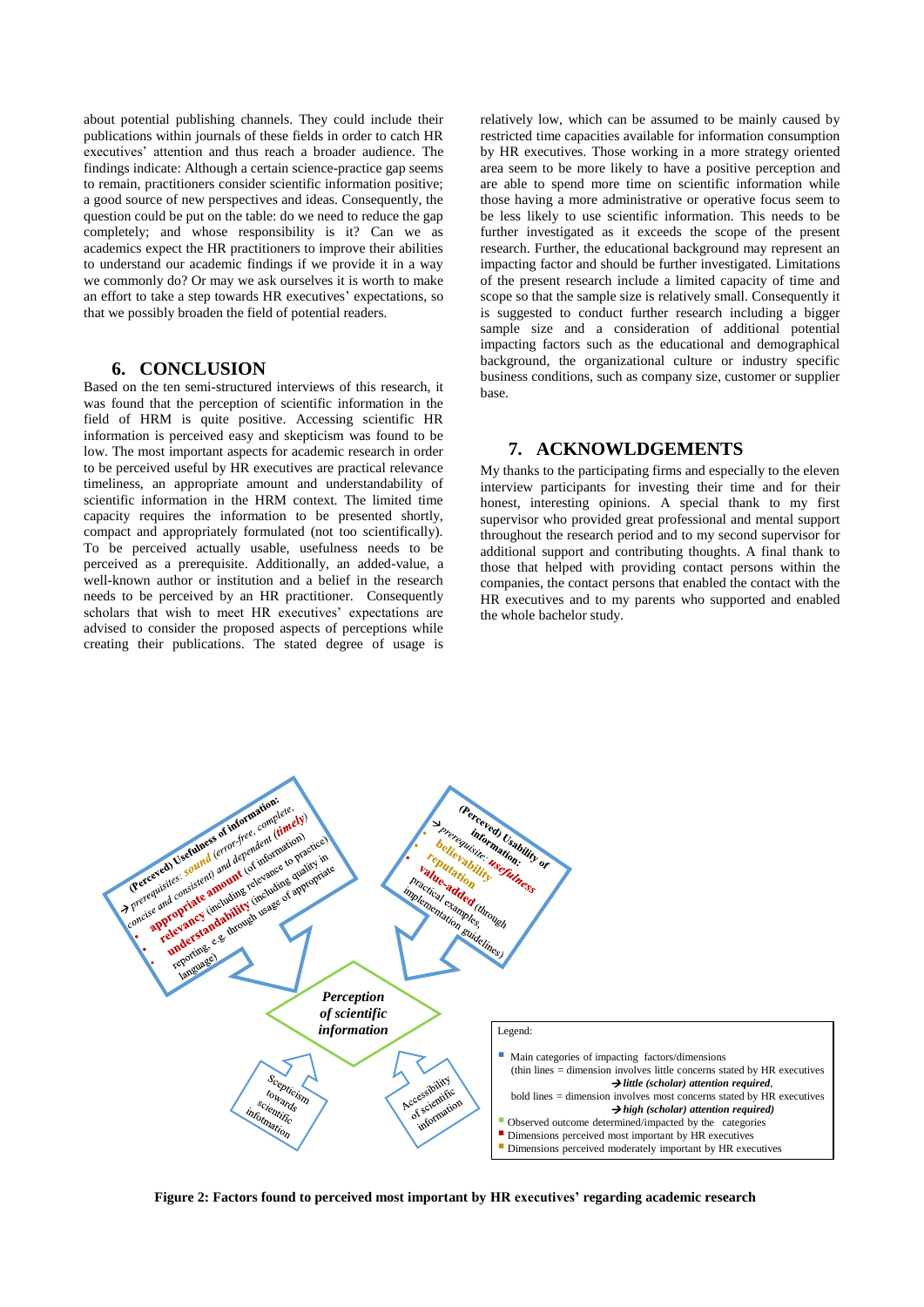about potential publishing channels. They could include their publications within journals of these fields in order to catch HR executives' attention and thus reach a broader audience. The findings indicate: Although a certain science-practice gap seems to remain, practitioners consider scientific information positive; a good source of new perspectives and ideas. Consequently, the question could be put on the table: do we need to reduce the gap completely; and whose responsibility is it? Can we as academics expect the HR practitioners to improve their abilities to understand our academic findings if we provide it in a way we commonly do? Or may we ask ourselves it is worth to make an effort to take a step towards HR executives' expectations, so that we possibly broaden the field of potential readers.

## 6. CONCLUSION

Based on the ten semi-structured interviews of this research, it was found that the perception of scientific information in the field of HRM is quite positive. Accessing scientific HR information is perceived easy and skepticism was found to be low. The most important aspects for academic research in order to be perceived useful by HR executives are practical relevance timeliness, an appropriate amount and understandability of scientific information in the HRM context. The limited time capacity requires the information to be presented shortly, compact and appropriately formulated (not too scientifically). To be perceived actually usable, usefulness needs to be perceived as a prerequisite. Additionally, an added-value, a well-known author or institution and a belief in the research needs to be perceived by an HR practitioner. Consequently scholars that wish to meet HR executives' expectations are advised to consider the proposed aspects of perceptions while creating their publications. The stated degree of usage is relatively low, which can be assumed to be mainly caused by restricted time capacities available for information consumption by HR executives. Those working in a more strategy oriented area seem to be more likely to have a positive perception and are able to spend more time on scientific information while those having a more administrative or operative focus seem to be less likely to use scientific information. This needs to be further investigated as it exceeds the scope of the present research. Further, the educational background may represent an impacting factor and should be further investigated. Limitations of the present research include a limited capacity of time and scope so that the sample size is relatively small. Consequently it is suggested to conduct further research including a bigger sample size and a consideration of additional potential impacting factors such as the educational and demographical background, the organizational culture or industry specific business conditions, such as company size, customer or supplier base.

## 7. ACKNOWLDGEMENTS

My thanks to the participating firms and especially to the eleven interview participants for investing their time and for their honest, interesting opinions. A special thank to my first supervisor who provided great professional and mental support throughout the research period and to my second supervisor for additional support and contributing thoughts. A final thank to those that helped with providing contact persons within the companies, the contact persons that enabled the contact with the HR executives and to my parents who supported and enabled the whole bachelor study.

(Perceived) Usefulness of information:
→ prerequisites: sound (error-free, complete, concise and consistent) and dependent (timely)
- appropriate amount (of information)
- relevancy (including relevance to practice)
- understandability (including quality in reporting, e.g. through usage of appropriate language)

(Perceived) Usability of information:
→ prerequisite: usefulness
- believability
- reputation
- value-added (through practical examples, implementation guidelines)

Perception of scientific information

Scepticism towards scientific information

Accessibility of scientific information

Legend:
- Main categories of impacting factors/dimensions (thin lines = dimension involves little concerns stated by HR executives → *little (scholar) attention required*, bold lines = dimension involves most concerns stated by HR executives → *high (scholar) attention required)*
- Observed outcome determined/impacted by the categories
- Dimensions perceived most important by HR executives
- Dimensions perceived moderately important by HR executives

**Figure 2: Factors found to perceived most important by HR executives' regarding academic research**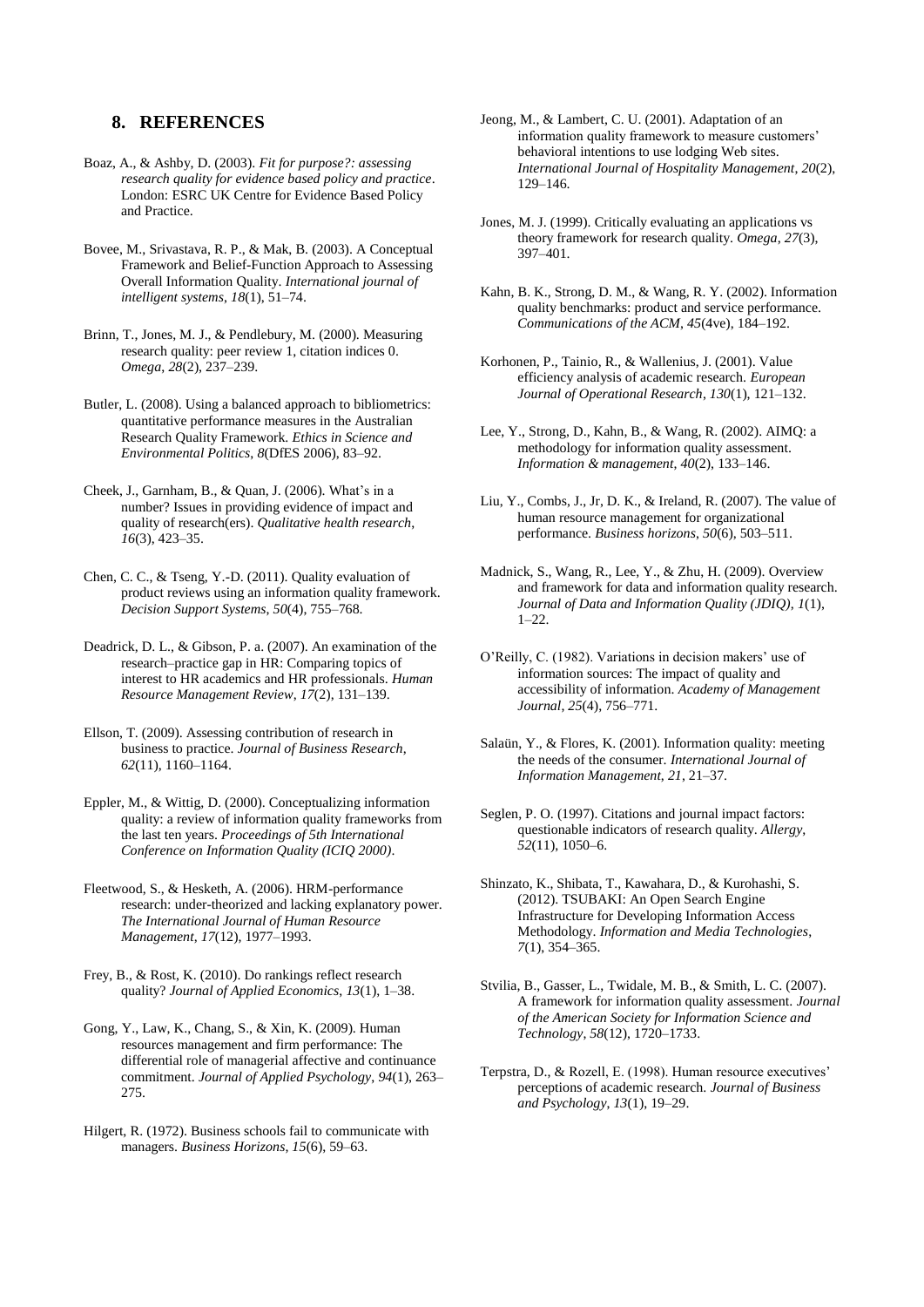## 8. REFERENCES

Boaz, A., & Ashby, D. (2003). *Fit for purpose?: assessing research quality for evidence based policy and practice*. London: ESRC UK Centre for Evidence Based Policy and Practice.

Bovee, M., Srivastava, R. P., & Mak, B. (2003). A Conceptual Framework and Belief-Function Approach to Assessing Overall Information Quality. *International journal of intelligent systems*, *18*(1), 51–74.

Brinn, T., Jones, M. J., & Pendlebury, M. (2000). Measuring research quality: peer review 1, citation indices 0. *Omega*, *28*(2), 237–239.

Butler, L. (2008). Using a balanced approach to bibliometrics: quantitative performance measures in the Australian Research Quality Framework. *Ethics in Science and Environmental Politics*, *8*(DfES 2006), 83–92.

Cheek, J., Garnham, B., & Quan, J. (2006). What's in a number? Issues in providing evidence of impact and quality of research(ers). *Qualitative health research*, *16*(3), 423–35.

Chen, C. C., & Tseng, Y.-D. (2011). Quality evaluation of product reviews using an information quality framework. *Decision Support Systems*, *50*(4), 755–768.

Deadrick, D. L., & Gibson, P. a. (2007). An examination of the research–practice gap in HR: Comparing topics of interest to HR academics and HR professionals. *Human Resource Management Review*, *17*(2), 131–139.

Ellson, T. (2009). Assessing contribution of research in business to practice. *Journal of Business Research*, *62*(11), 1160–1164.

Eppler, M., & Wittig, D. (2000). Conceptualizing information quality: a review of information quality frameworks from the last ten years. *Proceedings of 5th International Conference on Information Quality (ICIQ 2000)*.

Fleetwood, S., & Hesketh, A. (2006). HRM-performance research: under-theorized and lacking explanatory power. *The International Journal of Human Resource Management*, *17*(12), 1977–1993.

Frey, B., & Rost, K. (2010). Do rankings reflect research quality? *Journal of Applied Economics*, *13*(1), 1–38.

Gong, Y., Law, K., Chang, S., & Xin, K. (2009). Human resources management and firm performance: The differential role of managerial affective and continuance commitment. *Journal of Applied Psychology*, *94*(1), 263–275.

Hilgert, R. (1972). Business schools fail to communicate with managers. *Business Horizons*, *15*(6), 59–63.

Jeong, M., & Lambert, C. U. (2001). Adaptation of an information quality framework to measure customers' behavioral intentions to use lodging Web sites. *International Journal of Hospitality Management*, *20*(2), 129–146.

Jones, M. J. (1999). Critically evaluating an applications vs theory framework for research quality. *Omega*, *27*(3), 397–401.

Kahn, B. K., Strong, D. M., & Wang, R. Y. (2002). Information quality benchmarks: product and service performance. *Communications of the ACM*, *45*(4ve), 184–192.

Korhonen, P., Tainio, R., & Wallenius, J. (2001). Value efficiency analysis of academic research. *European Journal of Operational Research*, *130*(1), 121–132.

Lee, Y., Strong, D., Kahn, B., & Wang, R. (2002). AIMQ: a methodology for information quality assessment. *Information & management*, *40*(2), 133–146.

Liu, Y., Combs, J., Jr, D. K., & Ireland, R. (2007). The value of human resource management for organizational performance. *Business horizons*, *50*(6), 503–511.

Madnick, S., Wang, R., Lee, Y., & Zhu, H. (2009). Overview and framework for data and information quality research. *Journal of Data and Information Quality (JDIQ)*, *1*(1), 1–22.

O'Reilly, C. (1982). Variations in decision makers' use of information sources: The impact of quality and accessibility of information. *Academy of Management Journal*, *25*(4), 756–771.

Salaün, Y., & Flores, K. (2001). Information quality: meeting the needs of the consumer. *International Journal of Information Management*, *21*, 21–37.

Seglen, P. O. (1997). Citations and journal impact factors: questionable indicators of research quality. *Allergy*, *52*(11), 1050–6.

Shinzato, K., Shibata, T., Kawahara, D., & Kurohashi, S. (2012). TSUBAKI: An Open Search Engine Infrastructure for Developing Information Access Methodology. *Information and Media Technologies*, *7*(1), 354–365.

Stvilia, B., Gasser, L., Twidale, M. B., & Smith, L. C. (2007). A framework for information quality assessment. *Journal of the American Society for Information Science and Technology*, *58*(12), 1720–1733.

Terpstra, D., & Rozell, E. (1998). Human resource executives' perceptions of academic research. *Journal of Business and Psychology*, *13*(1), 19–29.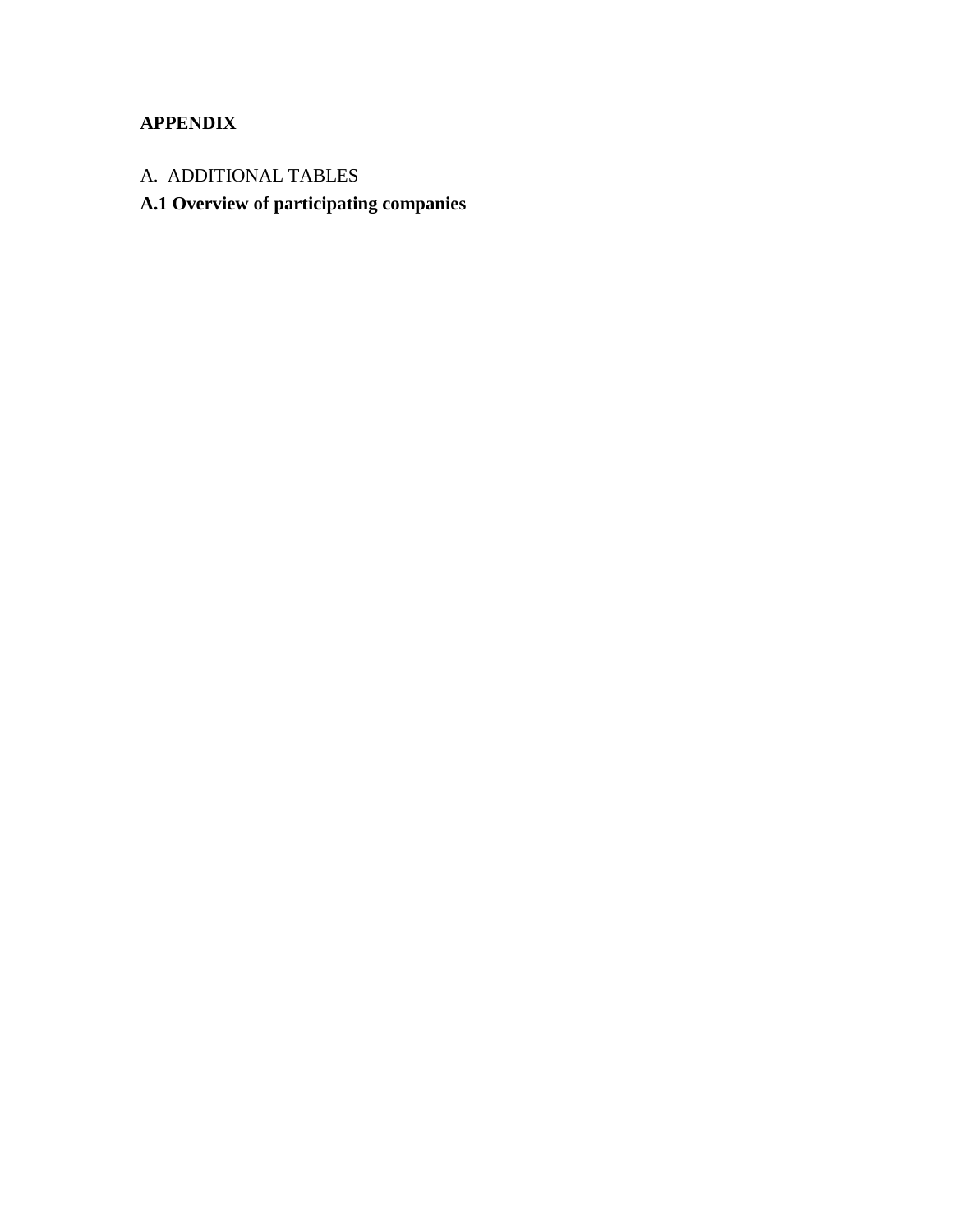# APPENDIX

## A. ADDITIONAL TABLES

### A.1 Overview of participating companies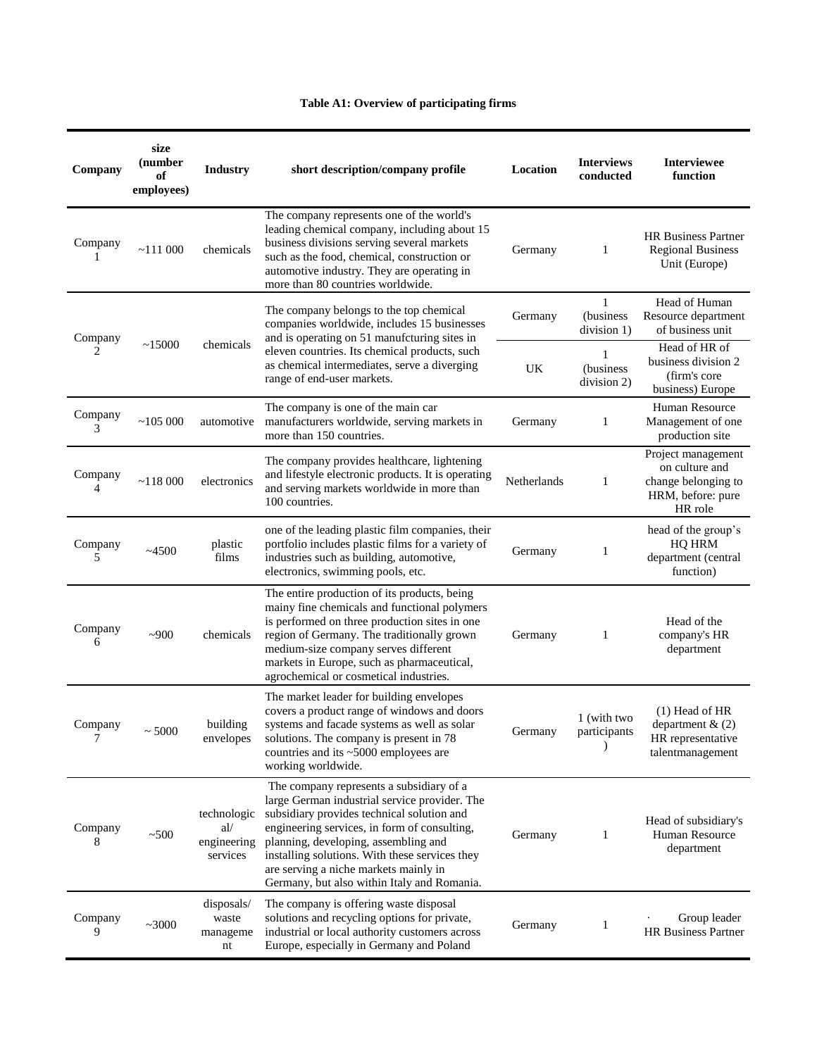**Table A1: Overview of participating firms**

| Company | size (number of employees) | Industry | short description/company profile | Location | Interviews conducted | Interviewee function |
|---|---|---|---|---|---|---|
| Company 1 | ~111 000 | chemicals | The company represents one of the world's leading chemical company, including about 15 business divisions serving several markets such as the food, chemical, construction or automotive industry. They are operating in more than 80 countries worldwide. | Germany | 1 | HR Business Partner Regional Business Unit (Europe) |
| Company 2 | ~15000 | chemicals | The company belongs to the top chemical companies worldwide, includes 15 businesses and is operating on 51 manufcturing sites in eleven countries. Its chemical products, such as chemical intermediates, serve a diverging range of end-user markets. | Germany | 1 (business division 1) | Head of Human Resource department of business unit |
| | | | | UK | 1 (business division 2) | Head of HR of business division 2 (firm's core business) Europe |
| Company 3 | ~105 000 | automotive | The company is one of the main car manufacturers worldwide, serving markets in more than 150 countries. | Germany | 1 | Human Resource Management of one production site |
| Company 4 | ~118 000 | electronics | The company provides healthcare, lightening and lifestyle electronic products. It is operating and serving markets worldwide in more than 100 countries. | Netherlands | 1 | Project management on culture and change belonging to HRM, before: pure HR role |
| Company 5 | ~4500 | plastic films | one of the leading plastic film companies, their portfolio includes plastic films for a variety of industries such as building, automotive, electronics, swimming pools, etc. | Germany | 1 | head of the group's HQ HRM department (central function) |
| Company 6 | ~900 | chemicals | The entire production of its products, being mainy fine chemicals and functional polymers is performed on three production sites in one region of Germany. The traditionally grown medium-size company serves different markets in Europe, such as pharmaceutical, agrochemical or cosmetical industries. | Germany | 1 | Head of the company's HR department |
| Company 7 | ~ 5000 | building envelopes | The market leader for building envelopes covers a product range of windows and doors systems and facade systems as well as solar solutions. The company is present in 78 countries and its ~5000 employees are working worldwide. | Germany | 1 (with two participants ) | (1) Head of HR department & (2) HR representative talentmanagement |
| Company 8 | ~500 | technological/ engineering services | The company represents a subsidiary of a large German industrial service provider. The subsidiary provides technical solution and engineering services, in form of consulting, planning, developing, assembling and installing solutions. With these services they are serving a niche markets mainly in Germany, but also within Italy and Romania. | Germany | 1 | Head of subsidiary's Human Resource department |
| Company 9 | ~3000 | disposals/ waste management | The company is offering waste disposal solutions and recycling options for private, industrial or local authority customers across Europe, especially in Germany and Poland | Germany | 1 | · Group leader HR Business Partner |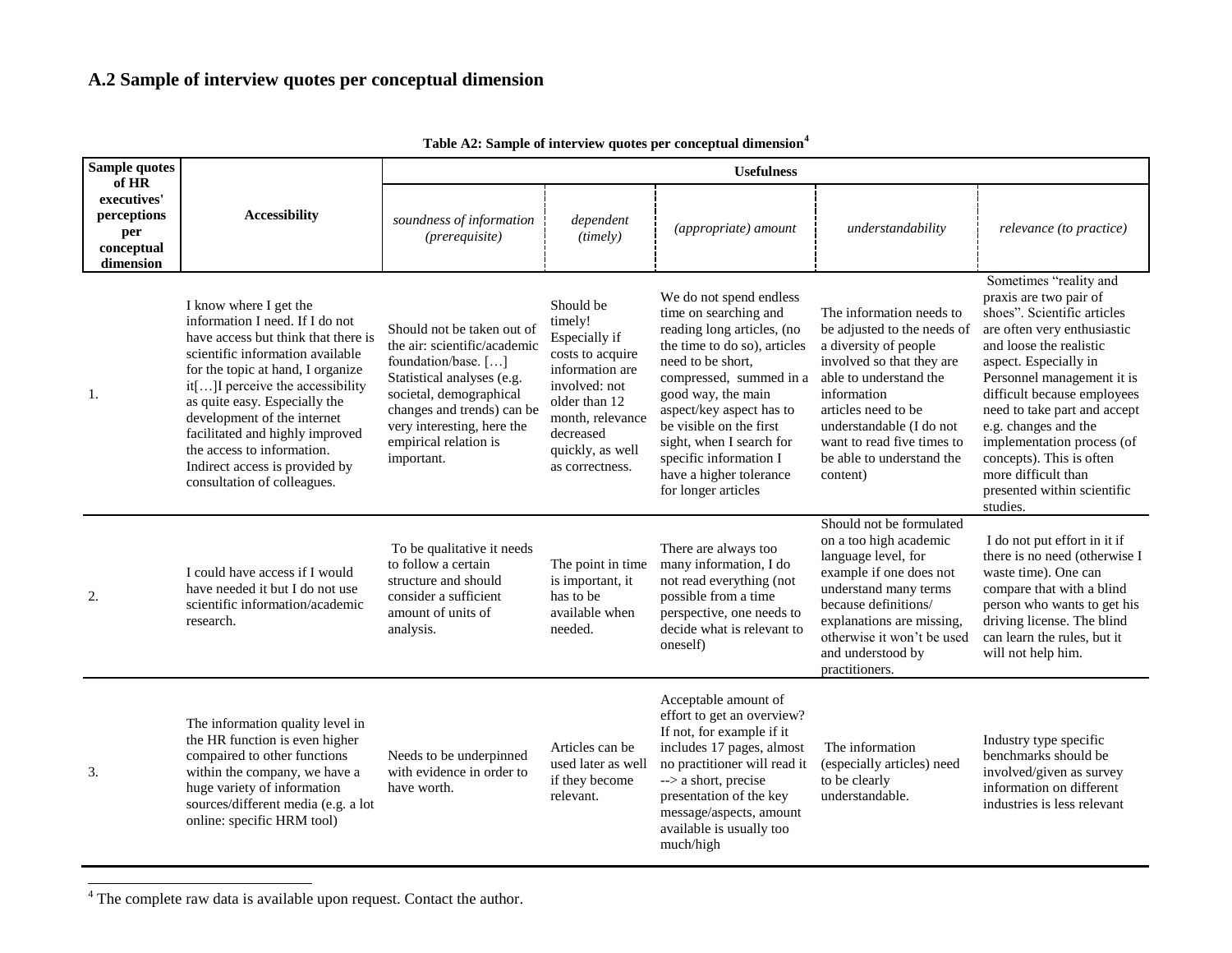## A.2 Sample of interview quotes per conceptual dimension

**Table A2: Sample of interview quotes per conceptual dimension**[4]

| Sample quotes of HR executives' perceptions per conceptual dimension | Accessibility | Usefulness | | | | |
|---|---|---|---|---|---|---|
| | | *soundness of information (prerequisite)* | *dependent (timely)* | *(appropriate) amount* | *understandability* | *relevance (to practice)* |
| 1. | I know where I get the information I need. If I do not have access but think that there is scientific information available for the topic at hand, I organize it[…]I perceive the accessibility as quite easy. Especially the development of the internet facilitated and highly improved the access to information. Indirect access is provided by consultation of colleagues. | Should not be taken out of the air: scientific/academic foundation/base. […] Statistical analyses (e.g. societal, demographical changes and trends) can be very interesting, here the empirical relation is important. | Should be timely! Especially if costs to acquire information are involved: not older than 12 month, relevance decreased quickly, as well as correctness. | We do not spend endless time on searching and reading long articles, (no the time to do so), articles need to be short, compressed, summed in a good way, the main aspect/key aspect has to be visible on the first sight, when I search for specific information I have a higher tolerance for longer articles | The information needs to be adjusted to the needs of a diversity of people involved so that they are able to understand the information articles need to be understandable (I do not want to read five times to be able to understand the content) | Sometimes "reality and praxis are two pair of shoes". Scientific articles are often very enthusiastic and loose the realistic aspect. Especially in Personnel management it is difficult because employees need to take part and accept e.g. changes and the implementation process (of concepts). This is often more difficult than presented within scientific studies. |
| 2. | I could have access if I would have needed it but I do not use scientific information/academic research. | To be qualitative it needs to follow a certain structure and should consider a sufficient amount of units of analysis. | The point in time is important, it has to be available when needed. | There are always too many information, I do not read everything (not possible from a time perspective, one needs to decide what is relevant to oneself) | Should not be formulated on a too high academic language level, for example if one does not understand many terms because definitions/ explanations are missing, otherwise it won't be used and understood by practitioners. | I do not put effort in it if there is no need (otherwise I waste time). One can compare that with a blind person who wants to get his driving license. The blind can learn the rules, but it will not help him. |
| 3. | The information quality level in the HR function is even higher compaired to other functions within the company, we have a huge variety of information sources/different media (e.g. a lot online: specific HRM tool) | Needs to be underpinned with evidence in order to have worth. | Articles can be used later as well if they become relevant. | Acceptable amount of effort to get an overview? If not, for example if it includes 17 pages, almost no practitioner will read it --> a short, precise presentation of the key message/aspects, amount available is usually too much/high | The information (especially articles) need to be clearly understandable. | Industry type specific benchmarks should be involved/given as survey information on different industries is less relevant |

[4] The complete raw data is available upon request. Contact the author.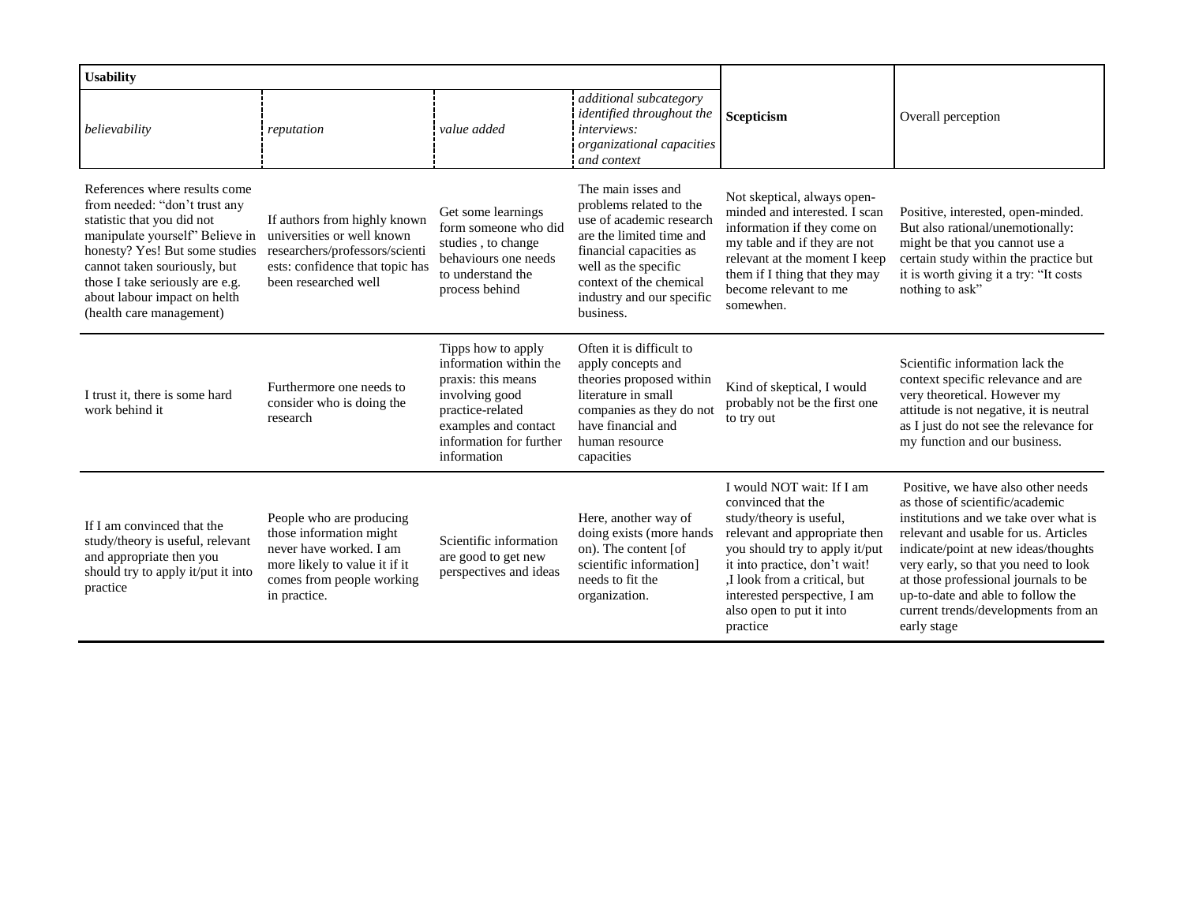| Usability | | | | Scepticism | Overall perception |
|---|---|---|---|---|---|
| *believability* | *reputation* | *value added* | *additional subcategory identified throughout the interviews: organizational capacities and context* | **Scepticism** | Overall perception |
| References where results come from needed: "don't trust any statistic that you did not manipulate yourself" Believe in honesty? Yes! But some studies cannot taken souriously, but those I take seriously are e.g. about labour impact on helth (health care management) | If authors from highly known universities or well known researchers/professors/scientiests: confidence that topic has been researched well | Get some learnings form someone who did studies , to change behaviours one needs to understand the process behind | The main isses and problems related to the use of academic research are the limited time and financial capacities as well as the specific context of the chemical industry and our specific business. | Not skeptical, always open-minded and interested. I scan information if they come on my table and if they are not relevant at the moment I keep them if I thing that they may become relevant to me somewhen. | Positive, interested, open-minded. But also rational/unemotionally: might be that you cannot use a certain study within the practice but it is worth giving it a try: "It costs nothing to ask" |
| I trust it, there is some hard work behind it | Furthermore one needs to consider who is doing the research | Tipps how to apply information within the praxis: this means involving good practice-related examples and contact information for further information | Often it is difficult to apply concepts and theories proposed within literature in small companies as they do not have financial and human resource capacities | Kind of skeptical, I would probably not be the first one to try out | Scientific information lack the context specific relevance and are very theoretical. However my attitude is not negative, it is neutral as I just do not see the relevance for my function and our business. |
| If I am convinced that the study/theory is useful, relevant and appropriate then you should try to apply it/put it into practice | People who are producing those information might never have worked. I am more likely to value it if it comes from people working in practice. | Scientific information are good to get new perspectives and ideas | Here, another way of doing exists (more hands on). The content [of scientific information] needs to fit the organization. | I would NOT wait: If I am convinced that the study/theory is useful, relevant and appropriate then you should try to apply it/put it into practice, don't wait! ,I look from a critical, but interested perspective, I am also open to put it into practice | Positive, we have also other needs as those of scientific/academic institutions and we take over what is relevant and usable for us. Articles indicate/point at new ideas/thoughts very early, so that you need to look at those professional journals to be up-to-date and able to follow the current trends/developments from an early stage |